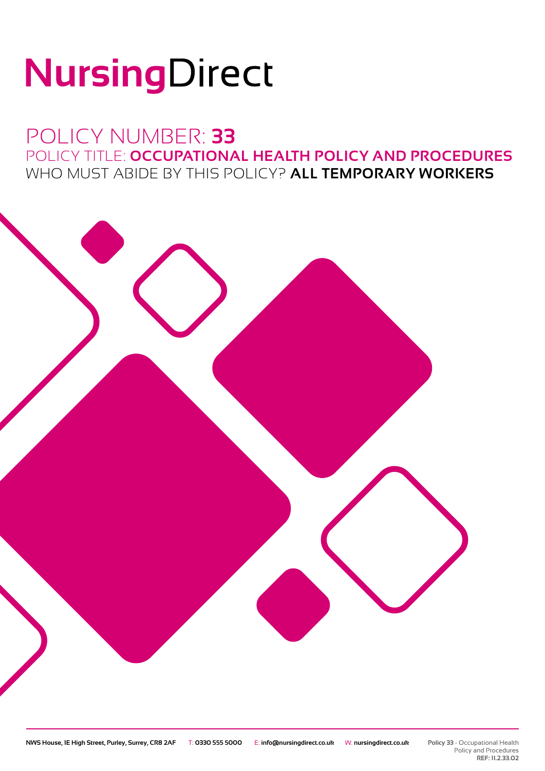# NursingDirect

## POLICY NUMBER: **33**

## POLICY TITLE: **OCCUPATIONAL HEALTH POLICY AND PROCEDURES**

## WHO MUST ABIDE BY THIS POLICY? **ALL TEMPORARY WORKERS**

**NWS House, 1E High Street, Purley, Surrey, CR8 2AF** T: **0330 555 5000** E: **info@nursingdirect.co.uk** W: **nursingdirect.co.uk**

**Policy 33** - Occupational Health Policy and Procedures
**REF: 11.2.33.02**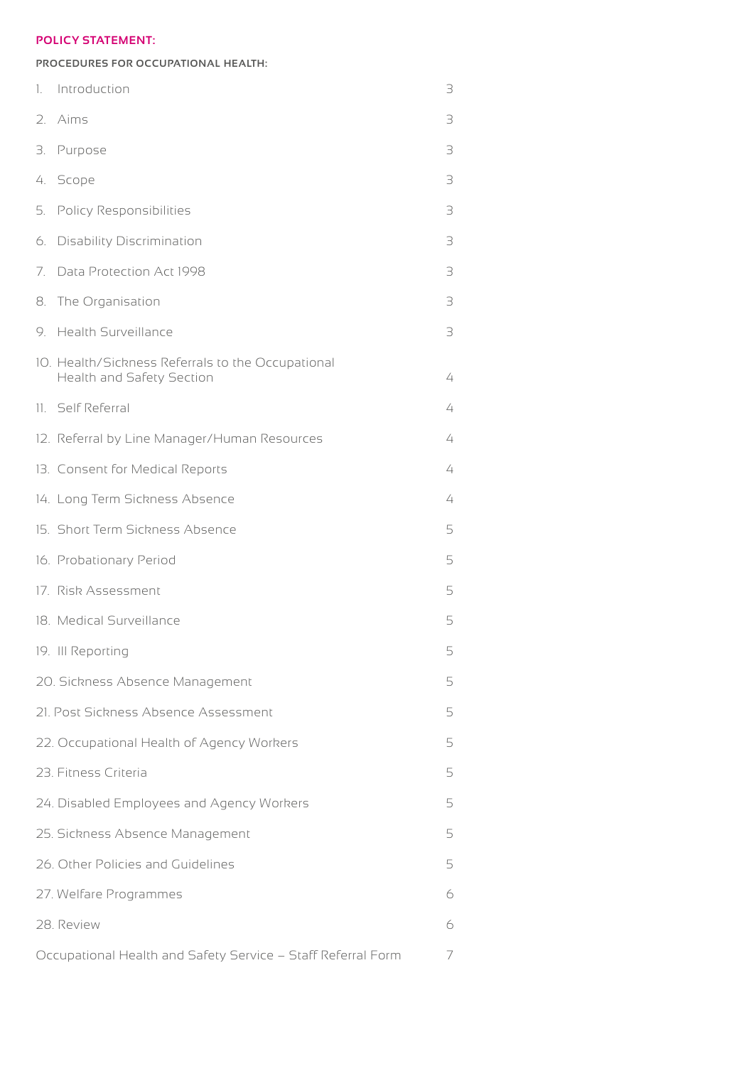**POLICY STATEMENT:**

**PROCEDURES FOR OCCUPATIONAL HEALTH:**

| | |
|---|---|
| 1. Introduction | 3 |
| 2. Aims | 3 |
| 3. Purpose | 3 |
| 4. Scope | 3 |
| 5. Policy Responsibilities | 3 |
| 6. Disability Discrimination | 3 |
| 7. Data Protection Act 1998 | 3 |
| 8. The Organisation | 3 |
| 9. Health Surveillance | 3 |
| 10. Health/Sickness Referrals to the Occupational Health and Safety Section | 4 |
| 11. Self Referral | 4 |
| 12. Referral by Line Manager/Human Resources | 4 |
| 13. Consent for Medical Reports | 4 |
| 14. Long Term Sickness Absence | 4 |
| 15. Short Term Sickness Absence | 5 |
| 16. Probationary Period | 5 |
| 17. Risk Assessment | 5 |
| 18. Medical Surveillance | 5 |
| 19. Ill Reporting | 5 |
| 20. Sickness Absence Management | 5 |
| 21. Post Sickness Absence Assessment | 5 |
| 22. Occupational Health of Agency Workers | 5 |
| 23. Fitness Criteria | 5 |
| 24. Disabled Employees and Agency Workers | 5 |
| 25. Sickness Absence Management | 5 |
| 26. Other Policies and Guidelines | 5 |
| 27. Welfare Programmes | 6 |
| 28. Review | 6 |
| Occupational Health and Safety Service – Staff Referral Form | 7 |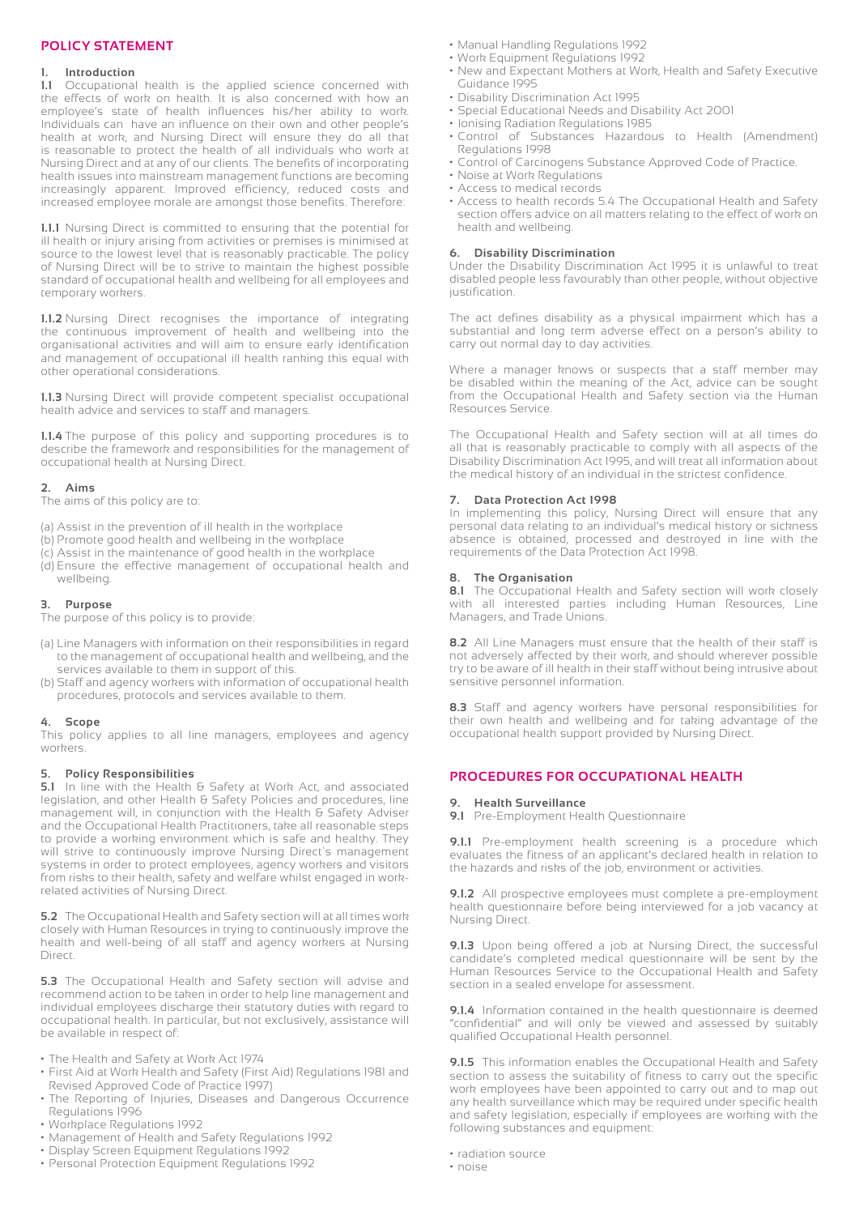## POLICY STATEMENT

### 1. Introduction

**1.1** Occupational health is the applied science concerned with the effects of work on health. It is also concerned with how an employee's state of health influences his/her ability to work. Individuals can have an influence on their own and other people's health at work, and Nursing Direct will ensure they do all that is reasonable to protect the health of all individuals who work at Nursing Direct and at any of our clients. The benefits of incorporating health issues into mainstream management functions are becoming increasingly apparent. Improved efficiency, reduced costs and increased employee morale are amongst those benefits. Therefore:

**1.1.1** Nursing Direct is committed to ensuring that the potential for ill health or injury arising from activities or premises is minimised at source to the lowest level that is reasonably practicable. The policy of Nursing Direct will be to strive to maintain the highest possible standard of occupational health and wellbeing for all employees and temporary workers.

**1.1.2** Nursing Direct recognises the importance of integrating the continuous improvement of health and wellbeing into the organisational activities and will aim to ensure early identification and management of occupational ill health ranking this equal with other operational considerations.

**1.1.3** Nursing Direct will provide competent specialist occupational health advice and services to staff and managers.

**1.1.4** The purpose of this policy and supporting procedures is to describe the framework and responsibilities for the management of occupational health at Nursing Direct.

### 2. Aims

The aims of this policy are to:

(a) Assist in the prevention of ill health in the workplace
(b) Promote good health and wellbeing in the workplace
(c) Assist in the maintenance of good health in the workplace
(d) Ensure the effective management of occupational health and wellbeing.

### 3. Purpose

The purpose of this policy is to provide:

(a) Line Managers with information on their responsibilities in regard to the management of occupational health and wellbeing, and the services available to them in support of this.
(b) Staff and agency workers with information of occupational health procedures, protocols and services available to them.

### 4. Scope

This policy applies to all line managers, employees and agency workers.

### 5. Policy Responsibilities

**5.1** In line with the Health & Safety at Work Act, and associated legislation, and other Health & Safety Policies and procedures, line management will, in conjunction with the Health & Safety Adviser and the Occupational Health Practitioners, take all reasonable steps to provide a working environment which is safe and healthy. They will strive to continuously improve Nursing Direct's management systems in order to protect employees, agency workers and visitors from risks to their health, safety and welfare whilst engaged in work-related activities of Nursing Direct.

**5.2** The Occupational Health and Safety section will at all times work closely with Human Resources in trying to continuously improve the health and well-being of all staff and agency workers at Nursing Direct.

**5.3** The Occupational Health and Safety section will advise and recommend action to be taken in order to help line management and individual employees discharge their statutory duties with regard to occupational health. In particular, but not exclusively, assistance will be available in respect of:

- The Health and Safety at Work Act 1974
- First Aid at Work Health and Safety (First Aid) Regulations 1981 and Revised Approved Code of Practice 1997)
- The Reporting of Injuries, Diseases and Dangerous Occurrence Regulations 1996
- Workplace Regulations 1992
- Management of Health and Safety Regulations 1992
- Display Screen Equipment Regulations 1992
- Personal Protection Equipment Regulations 1992
- Manual Handling Regulations 1992
- Work Equipment Regulations 1992
- New and Expectant Mothers at Work, Health and Safety Executive Guidance 1995
- Disability Discrimination Act 1995
- Special Educational Needs and Disability Act 2001
- Ionising Radiation Regulations 1985
- Control of Substances Hazardous to Health (Amendment) Regulations 1998
- Control of Carcinogens Substance Approved Code of Practice.
- Noise at Work Regulations
- Access to medical records
- Access to health records 5.4 The Occupational Health and Safety section offers advice on all matters relating to the effect of work on health and wellbeing.

### 6. Disability Discrimination

Under the Disability Discrimination Act 1995 it is unlawful to treat disabled people less favourably than other people, without objective justification.

The act defines disability as a physical impairment which has a substantial and long term adverse effect on a person's ability to carry out normal day to day activities.

Where a manager knows or suspects that a staff member may be disabled within the meaning of the Act, advice can be sought from the Occupational Health and Safety section via the Human Resources Service.

The Occupational Health and Safety section will at all times do all that is reasonably practicable to comply with all aspects of the Disability Discrimination Act 1995, and will treat all information about the medical history of an individual in the strictest confidence.

### 7. Data Protection Act 1998

In implementing this policy, Nursing Direct will ensure that any personal data relating to an individual's medical history or sickness absence is obtained, processed and destroyed in line with the requirements of the Data Protection Act 1998.

### 8. The Organisation

**8.1** The Occupational Health and Safety section will work closely with all interested parties including Human Resources, Line Managers, and Trade Unions.

**8.2** All Line Managers must ensure that the health of their staff is not adversely affected by their work, and should wherever possible try to be aware of ill health in their staff without being intrusive about sensitive personnel information.

**8.3** Staff and agency workers have personal responsibilities for their own health and wellbeing and for taking advantage of the occupational health support provided by Nursing Direct.

## PROCEDURES FOR OCCUPATIONAL HEALTH

### 9. Health Surveillance

**9.1** Pre-Employment Health Questionnaire

**9.1.1** Pre-employment health screening is a procedure which evaluates the fitness of an applicant's declared health in relation to the hazards and risks of the job, environment or activities.

**9.1.2** All prospective employees must complete a pre-employment health questionnaire before being interviewed for a job vacancy at Nursing Direct.

**9.1.3** Upon being offered a job at Nursing Direct, the successful candidate's completed medical questionnaire will be sent by the Human Resources Service to the Occupational Health and Safety section in a sealed envelope for assessment.

**9.1.4** Information contained in the health questionnaire is deemed "confidential" and will only be viewed and assessed by suitably qualified Occupational Health personnel.

**9.1.5** This information enables the Occupational Health and Safety section to assess the suitability of fitness to carry out the specific work employees have been appointed to carry out and to map out any health surveillance which may be required under specific health and safety legislation, especially if employees are working with the following substances and equipment:

- radiation source
- noise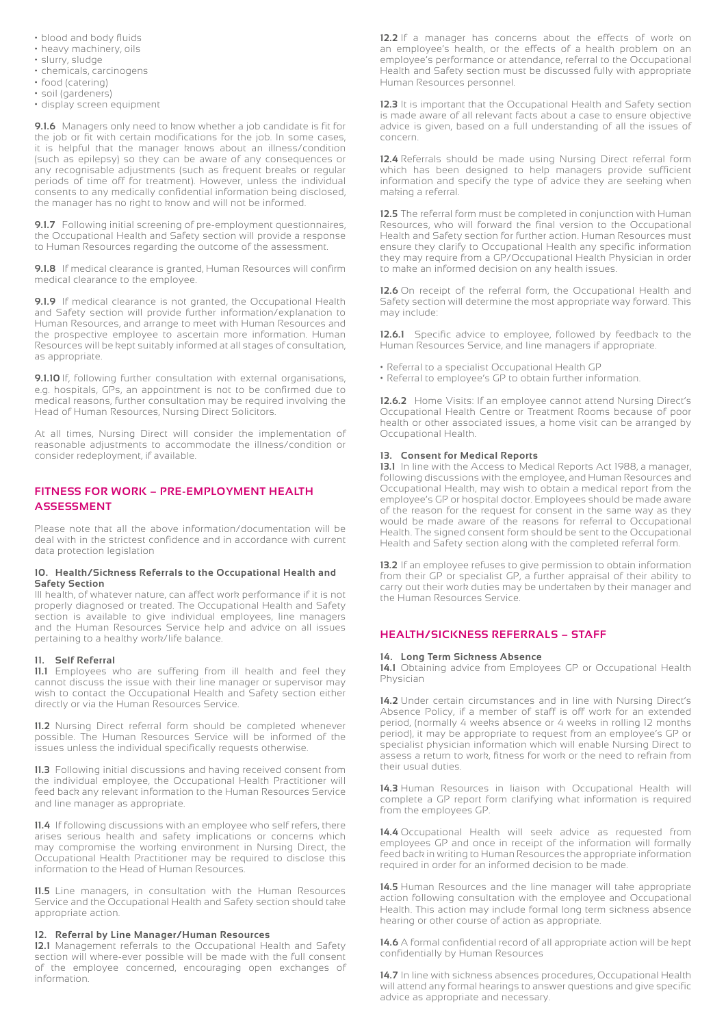- blood and body fluids
- heavy machinery, oils
- slurry, sludge
- chemicals, carcinogens
- food (catering)
- soil (gardeners)
- display screen equipment

**9.1.6** Managers only need to know whether a job candidate is fit for the job or fit with certain modifications for the job. In some cases, it is helpful that the manager knows about an illness/condition (such as epilepsy) so they can be aware of any consequences or any recognisable adjustments (such as frequent breaks or regular periods of time off for treatment). However, unless the individual consents to any medically confidential information being disclosed, the manager has no right to know and will not be informed.

**9.1.7** Following initial screening of pre-employment questionnaires, the Occupational Health and Safety section will provide a response to Human Resources regarding the outcome of the assessment.

**9.1.8** If medical clearance is granted, Human Resources will confirm medical clearance to the employee.

**9.1.9** If medical clearance is not granted, the Occupational Health and Safety section will provide further information/explanation to Human Resources, and arrange to meet with Human Resources and the prospective employee to ascertain more information. Human Resources will be kept suitably informed at all stages of consultation, as appropriate.

**9.1.10** If, following further consultation with external organisations, e.g. hospitals, GPs, an appointment is not to be confirmed due to medical reasons, further consultation may be required involving the Head of Human Resources, Nursing Direct Solicitors.

At all times, Nursing Direct will consider the implementation of reasonable adjustments to accommodate the illness/condition or consider redeployment, if available.

## FITNESS FOR WORK – PRE-EMPLOYMENT HEALTH ASSESSMENT

Please note that all the above information/documentation will be deal with in the strictest confidence and in accordance with current data protection legislation

### 10. Health/Sickness Referrals to the Occupational Health and Safety Section

Ill health, of whatever nature, can affect work performance if it is not properly diagnosed or treated. The Occupational Health and Safety section is available to give individual employees, line managers and the Human Resources Service help and advice on all issues pertaining to a healthy work/life balance.

### 11. Self Referral

**11.1** Employees who are suffering from ill health and feel they cannot discuss the issue with their line manager or supervisor may wish to contact the Occupational Health and Safety section either directly or via the Human Resources Service.

**11.2** Nursing Direct referral form should be completed whenever possible. The Human Resources Service will be informed of the issues unless the individual specifically requests otherwise.

**11.3** Following initial discussions and having received consent from the individual employee, the Occupational Health Practitioner will feed back any relevant information to the Human Resources Service and line manager as appropriate.

**11.4** If following discussions with an employee who self refers, there arises serious health and safety implications or concerns which may compromise the working environment in Nursing Direct, the Occupational Health Practitioner may be required to disclose this information to the Head of Human Resources.

**11.5** Line managers, in consultation with the Human Resources Service and the Occupational Health and Safety section should take appropriate action.

### 12. Referral by Line Manager/Human Resources

**12.1** Management referrals to the Occupational Health and Safety section will where-ever possible will be made with the full consent of the employee concerned, encouraging open exchanges of information.

**12.2** If a manager has concerns about the effects of work on an employee's health, or the effects of a health problem on an employee's performance or attendance, referral to the Occupational Health and Safety section must be discussed fully with appropriate Human Resources personnel.

**12.3** It is important that the Occupational Health and Safety section is made aware of all relevant facts about a case to ensure objective advice is given, based on a full understanding of all the issues of concern.

**12.4** Referrals should be made using Nursing Direct referral form which has been designed to help managers provide sufficient information and specify the type of advice they are seeking when making a referral.

**12.5** The referral form must be completed in conjunction with Human Resources, who will forward the final version to the Occupational Health and Safety section for further action. Human Resources must ensure they clarify to Occupational Health any specific information they may require from a GP/Occupational Health Physician in order to make an informed decision on any health issues.

**12.6** On receipt of the referral form, the Occupational Health and Safety section will determine the most appropriate way forward. This may include:

**12.6.1** Specific advice to employee, followed by feedback to the Human Resources Service, and line managers if appropriate.

- Referral to a specialist Occupational Health GP
- Referral to employee's GP to obtain further information.

**12.6.2** Home Visits: If an employee cannot attend Nursing Direct's Occupational Health Centre or Treatment Rooms because of poor health or other associated issues, a home visit can be arranged by Occupational Health.

### 13. Consent for Medical Reports

**13.1** In line with the Access to Medical Reports Act 1988, a manager, following discussions with the employee, and Human Resources and Occupational Health, may wish to obtain a medical report from the employee's GP or hospital doctor. Employees should be made aware of the reason for the request for consent in the same way as they would be made aware of the reasons for referral to Occupational Health. The signed consent form should be sent to the Occupational Health and Safety section along with the completed referral form.

**13.2** If an employee refuses to give permission to obtain information from their GP or specialist GP, a further appraisal of their ability to carry out their work duties may be undertaken by their manager and the Human Resources Service.

## HEALTH/SICKNESS REFERRALS – STAFF

### 14. Long Term Sickness Absence

**14.1** Obtaining advice from Employees GP or Occupational Health Physician

**14.2** Under certain circumstances and in line with Nursing Direct's Absence Policy, if a member of staff is off work for an extended period, (normally 4 weeks absence or 4 weeks in rolling 12 months period), it may be appropriate to request from an employee's GP or specialist physician information which will enable Nursing Direct to assess a return to work, fitness for work or the need to refrain from their usual duties.

**14.3** Human Resources in liaison with Occupational Health will complete a GP report form clarifying what information is required from the employees GP.

**14.4** Occupational Health will seek advice as requested from employees GP and once in receipt of the information will formally feed back in writing to Human Resources the appropriate information required in order for an informed decision to be made.

**14.5** Human Resources and the line manager will take appropriate action following consultation with the employee and Occupational Health. This action may include formal long term sickness absence hearing or other course of action as appropriate.

**14.6** A formal confidential record of all appropriate action will be kept confidentially by Human Resources

**14.7** In line with sickness absences procedures, Occupational Health will attend any formal hearings to answer questions and give specific advice as appropriate and necessary.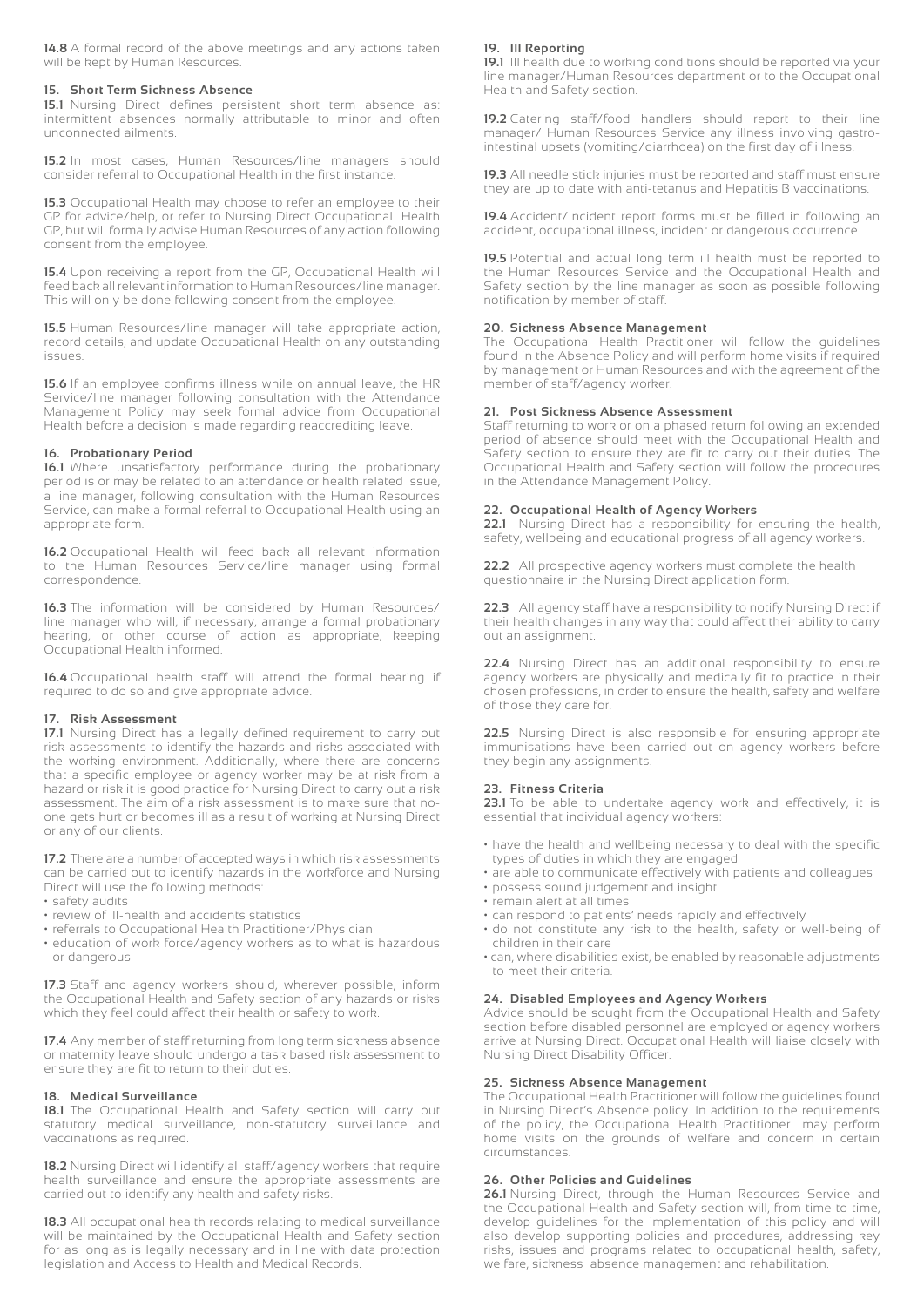**14.8** A formal record of the above meetings and any actions taken will be kept by Human Resources.

### 15. Short Term Sickness Absence

**15.1** Nursing Direct defines persistent short term absence as: intermittent absences normally attributable to minor and often unconnected ailments.

**15.2** In most cases, Human Resources/line managers should consider referral to Occupational Health in the first instance.

**15.3** Occupational Health may choose to refer an employee to their GP for advice/help, or refer to Nursing Direct Occupational Health GP, but will formally advise Human Resources of any action following consent from the employee.

**15.4** Upon receiving a report from the GP, Occupational Health will feed back all relevant information to Human Resources/line manager. This will only be done following consent from the employee.

**15.5** Human Resources/line manager will take appropriate action, record details, and update Occupational Health on any outstanding issues.

**15.6** If an employee confirms illness while on annual leave, the HR Service/line manager following consultation with the Attendance Management Policy may seek formal advice from Occupational Health before a decision is made regarding reaccrediting leave.

### 16. Probationary Period

**16.1** Where unsatisfactory performance during the probationary period is or may be related to an attendance or health related issue, a line manager, following consultation with the Human Resources Service, can make a formal referral to Occupational Health using an appropriate form.

**16.2** Occupational Health will feed back all relevant information to the Human Resources Service/line manager using formal correspondence.

**16.3** The information will be considered by Human Resources/line manager who will, if necessary, arrange a formal probationary hearing, or other course of action as appropriate, keeping Occupational Health informed.

**16.4** Occupational health staff will attend the formal hearing if required to do so and give appropriate advice.

### 17. Risk Assessment

**17.1** Nursing Direct has a legally defined requirement to carry out risk assessments to identify the hazards and risks associated with the working environment. Additionally, where there are concerns that a specific employee or agency worker may be at risk from a hazard or risk it is good practice for Nursing Direct to carry out a risk assessment. The aim of a risk assessment is to make sure that no-one gets hurt or becomes ill as a result of working at Nursing Direct or any of our clients.

**17.2** There are a number of accepted ways in which risk assessments can be carried out to identify hazards in the workforce and Nursing Direct will use the following methods:

- safety audits
- review of ill-health and accidents statistics
- referrals to Occupational Health Practitioner/Physician
- education of work force/agency workers as to what is hazardous or dangerous.

**17.3** Staff and agency workers should, wherever possible, inform the Occupational Health and Safety section of any hazards or risks which they feel could affect their health or safety to work.

**17.4** Any member of staff returning from long term sickness absence or maternity leave should undergo a task based risk assessment to ensure they are fit to return to their duties.

### 18. Medical Surveillance

**18.1** The Occupational Health and Safety section will carry out statutory medical surveillance, non-statutory surveillance and vaccinations as required.

**18.2** Nursing Direct will identify all staff/agency workers that require health surveillance and ensure the appropriate assessments are carried out to identify any health and safety risks.

**18.3** All occupational health records relating to medical surveillance will be maintained by the Occupational Health and Safety section for as long as is legally necessary and in line with data protection legislation and Access to Health and Medical Records.

### 19. Ill Reporting

**19.1** Ill health due to working conditions should be reported via your line manager/Human Resources department or to the Occupational Health and Safety section.

**19.2** Catering staff/food handlers should report to their line manager/ Human Resources Service any illness involving gastro-intestinal upsets (vomiting/diarrhoea) on the first day of illness.

**19.3** All needle stick injuries must be reported and staff must ensure they are up to date with anti-tetanus and Hepatitis B vaccinations.

**19.4** Accident/Incident report forms must be filled in following an accident, occupational illness, incident or dangerous occurrence.

**19.5** Potential and actual long term ill health must be reported to the Human Resources Service and the Occupational Health and Safety section by the line manager as soon as possible following notification by member of staff.

### 20. Sickness Absence Management

The Occupational Health Practitioner will follow the guidelines found in the Absence Policy and will perform home visits if required by management or Human Resources and with the agreement of the member of staff/agency worker.

### 21. Post Sickness Absence Assessment

Staff returning to work or on a phased return following an extended period of absence should meet with the Occupational Health and Safety section to ensure they are fit to carry out their duties. The Occupational Health and Safety section will follow the procedures in the Attendance Management Policy.

### 22. Occupational Health of Agency Workers

**22.1** Nursing Direct has a responsibility for ensuring the health, safety, wellbeing and educational progress of all agency workers.

**22.2** All prospective agency workers must complete the health questionnaire in the Nursing Direct application form.

**22.3** All agency staff have a responsibility to notify Nursing Direct if their health changes in any way that could affect their ability to carry out an assignment.

**22.4** Nursing Direct has an additional responsibility to ensure agency workers are physically and medically fit to practice in their chosen professions, in order to ensure the health, safety and welfare of those they care for.

**22.5** Nursing Direct is also responsible for ensuring appropriate immunisations have been carried out on agency workers before they begin any assignments.

### 23. Fitness Criteria

**23.1** To be able to undertake agency work and effectively, it is essential that individual agency workers:

- have the health and wellbeing necessary to deal with the specific types of duties in which they are engaged
- are able to communicate effectively with patients and colleagues
- possess sound judgement and insight
- remain alert at all times
- can respond to patients' needs rapidly and effectively
- do not constitute any risk to the health, safety or well-being of children in their care
- can, where disabilities exist, be enabled by reasonable adjustments to meet their criteria.

### 24. Disabled Employees and Agency Workers

Advice should be sought from the Occupational Health and Safety section before disabled personnel are employed or agency workers arrive at Nursing Direct. Occupational Health will liaise closely with Nursing Direct Disability Officer.

### 25. Sickness Absence Management

The Occupational Health Practitioner will follow the guidelines found in Nursing Direct's Absence policy. In addition to the requirements of the policy, the Occupational Health Practitioner may perform home visits on the grounds of welfare and concern in certain circumstances.

### 26. Other Policies and Guidelines

**26.1** Nursing Direct, through the Human Resources Service and the Occupational Health and Safety section will, from time to time, develop guidelines for the implementation of this policy and will also develop supporting policies and procedures, addressing key risks, issues and programs related to occupational health, safety, welfare, sickness absence management and rehabilitation.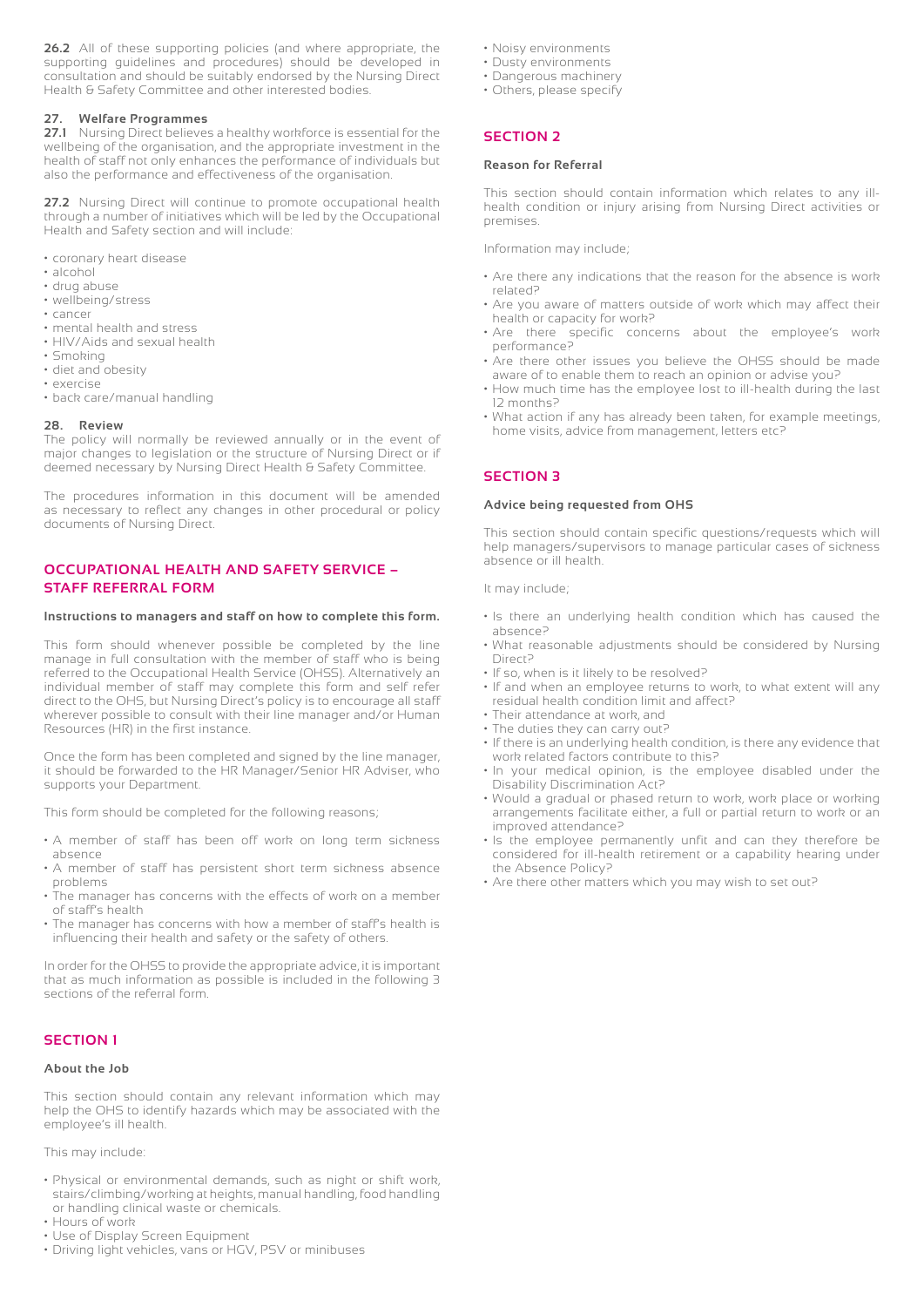**26.2** All of these supporting policies (and where appropriate, the supporting guidelines and procedures) should be developed in consultation and should be suitably endorsed by the Nursing Direct Health & Safety Committee and other interested bodies.

### 27. Welfare Programmes

**27.1** Nursing Direct believes a healthy workforce is essential for the wellbeing of the organisation, and the appropriate investment in the health of staff not only enhances the performance of individuals but also the performance and effectiveness of the organisation.

**27.2** Nursing Direct will continue to promote occupational health through a number of initiatives which will be led by the Occupational Health and Safety section and will include:

- coronary heart disease
- alcohol
- drug abuse
- wellbeing/stress
- cancer
- mental health and stress
- HIV/Aids and sexual health
- Smoking
- diet and obesity
- exercise
- back care/manual handling

### 28. Review

The policy will normally be reviewed annually or in the event of major changes to legislation or the structure of Nursing Direct or if deemed necessary by Nursing Direct Health & Safety Committee.

The procedures information in this document will be amended as necessary to reflect any changes in other procedural or policy documents of Nursing Direct.

## OCCUPATIONAL HEALTH AND SAFETY SERVICE – STAFF REFERRAL FORM

**Instructions to managers and staff on how to complete this form.**

This form should whenever possible be completed by the line manage in full consultation with the member of staff who is being referred to the Occupational Health Service (OHSS). Alternatively an individual member of staff may complete this form and self refer direct to the OHS, but Nursing Direct's policy is to encourage all staff wherever possible to consult with their line manager and/or Human Resources (HR) in the first instance.

Once the form has been completed and signed by the line manager, it should be forwarded to the HR Manager/Senior HR Adviser, who supports your Department.

This form should be completed for the following reasons;

- A member of staff has been off work on long term sickness absence
- A member of staff has persistent short term sickness absence problems
- The manager has concerns with the effects of work on a member of staff's health
- The manager has concerns with how a member of staff's health is influencing their health and safety or the safety of others.

In order for the OHSS to provide the appropriate advice, it is important that as much information as possible is included in the following 3 sections of the referral form.

## SECTION 1

**About the Job**

This section should contain any relevant information which may help the OHS to identify hazards which may be associated with the employee's ill health.

This may include:

- Physical or environmental demands, such as night or shift work, stairs/climbing/working at heights, manual handling, food handling or handling clinical waste or chemicals.
- Hours of work
- Use of Display Screen Equipment
- Driving light vehicles, vans or HGV, PSV or minibuses
- Noisy environments
- Dusty environments
- Dangerous machinery
- Others, please specify

## SECTION 2

**Reason for Referral**

This section should contain information which relates to any ill-health condition or injury arising from Nursing Direct activities or premises.

Information may include;

- Are there any indications that the reason for the absence is work related?
- Are you aware of matters outside of work which may affect their health or capacity for work?
- Are there specific concerns about the employee's work performance?
- Are there other issues you believe the OHSS should be made aware of to enable them to reach an opinion or advise you?
- How much time has the employee lost to ill-health during the last 12 months?
- What action if any has already been taken, for example meetings, home visits, advice from management, letters etc?

## SECTION 3

**Advice being requested from OHS**

This section should contain specific questions/requests which will help managers/supervisors to manage particular cases of sickness absence or ill health.

It may include;

- Is there an underlying health condition which has caused the absence?
- What reasonable adjustments should be considered by Nursing Direct?
- If so, when is it likely to be resolved?
- If and when an employee returns to work, to what extent will any residual health condition limit and affect?
- Their attendance at work, and
- The duties they can carry out?
- If there is an underlying health condition, is there any evidence that work related factors contribute to this?
- In your medical opinion, is the employee disabled under the Disability Discrimination Act?
- Would a gradual or phased return to work, work place or working arrangements facilitate either, a full or partial return to work or an improved attendance?
- Is the employee permanently unfit and can they therefore be considered for ill-health retirement or a capability hearing under the Absence Policy?
- Are there other matters which you may wish to set out?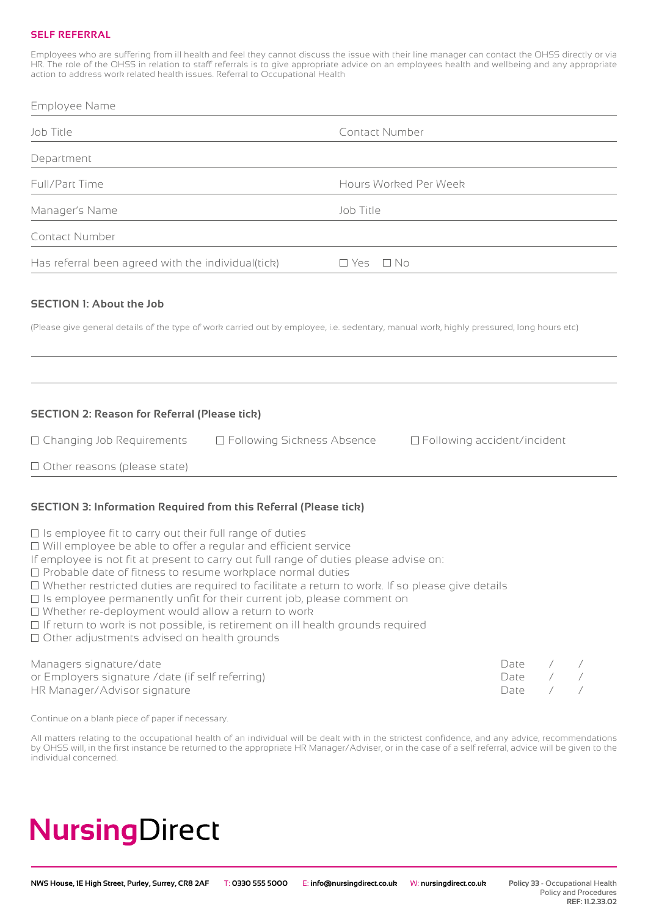## SELF REFERRAL

Employees who are suffering from ill health and feel they cannot discuss the issue with their line manager can contact the OHSS directly or via HR. The role of the OHSS in relation to staff referrals is to give appropriate advice on an employees health and wellbeing and any appropriate action to address work related health issues. Referral to Occupational Health

| | |
|---|---|
| Employee Name | |
| Job Title | Contact Number |
| Department | |
| Full/Part Time | Hours Worked Per Week |
| Manager's Name | Job Title |
| Contact Number | |
| Has referral been agreed with the individual(tick) | ☐ Yes ☐ No |

### SECTION 1: About the Job

(Please give general details of the type of work carried out by employee, i.e. sedentary, manual work, highly pressured, long hours etc)

### SECTION 2: Reason for Referral (Please tick)

☐ Changing Job Requirements ☐ Following Sickness Absence ☐ Following accident/incident

☐ Other reasons (please state)

### SECTION 3: Information Required from this Referral (Please tick)

☐ Is employee fit to carry out their full range of duties

☐ Will employee be able to offer a regular and efficient service

If employee is not fit at present to carry out full range of duties please advise on:

☐ Probable date of fitness to resume workplace normal duties

☐ Whether restricted duties are required to facilitate a return to work. If so please give details

☐ Is employee permanently unfit for their current job, please comment on

☐ Whether re-deployment would allow a return to work

☐ If return to work is not possible, is retirement on ill health grounds required

☐ Other adjustments advised on health grounds

| | |
|---|---|
| Managers signature/date | Date / / |
| or Employers signature /date (if self referring) | Date / / |
| HR Manager/Advisor signature | Date / / |

Continue on a blank piece of paper if necessary.

All matters relating to the occupational health of an individual will be dealt with in the strictest confidence, and any advice, recommendations by OHSS will, in the first instance be returned to the appropriate HR Manager/Adviser, or in the case of a self referral, advice will be given to the individual concerned.

**Nursing**Direct

NWS House, 1E High Street, Purley, Surrey, CR8 2AF T: 0330 555 5000 E: info@nursingdirect.co.uk W: nursingdirect.co.uk

Policy 33 - Occupational Health Policy and Procedures REF: 11.2.33.02